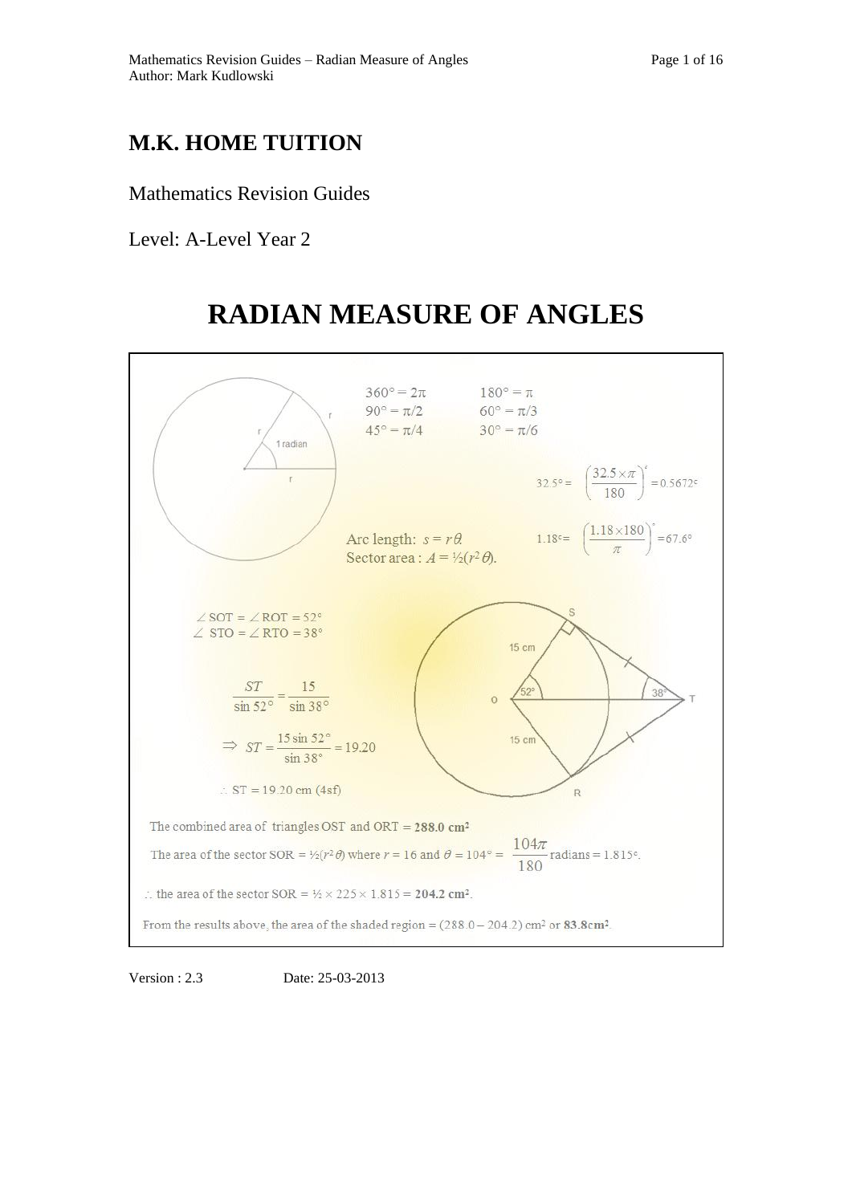# M.K. HOME TUITION

Mathematics Revision Guides

Level: A-Level Year 2

# RADIAN MEASURE OF ANGLES

$360° = 2\pi \qquad 180° = \pi$

$90° = \pi/2 \qquad 60° = \pi/3$

$45° = \pi/4 \qquad 30° = \pi/6$

$32.5° = \left(\frac{32.5 \times \pi}{180}\right)^c = 0.5672^c$

$1.18^c = \left(\frac{1.18 \times 180}{\pi}\right)^\circ = 67.6°$

Arc length: $s = r\theta$

Sector area : $A = ½(r^2\theta)$.

$\angle$ SOT = $\angle$ ROT = 52°

$\angle$ STO = $\angle$ RTO = 38°

$$\frac{ST}{\sin 52°} = \frac{15}{\sin 38°}$$

$$\Rightarrow \; ST = \frac{15 \sin 52°}{\sin 38°} = 19.20$$

$\therefore$ ST = 19.20 cm (4sf)

The combined area of triangles OST and ORT = **288.0 cm²**

The area of the sector SOR = $½(r^2\theta)$ where $r = 16$ and $\theta = 104° = \frac{104\pi}{180}$ radians = $1.815^c$.

$\therefore$ the area of the sector SOR = ½ × 225 × 1.815 = **204.2 cm²**.

From the results above, the area of the shaded region = (288.0 – 204.2) cm² or **83.8cm²**.

Version : 2.3 Date: 25-03-2013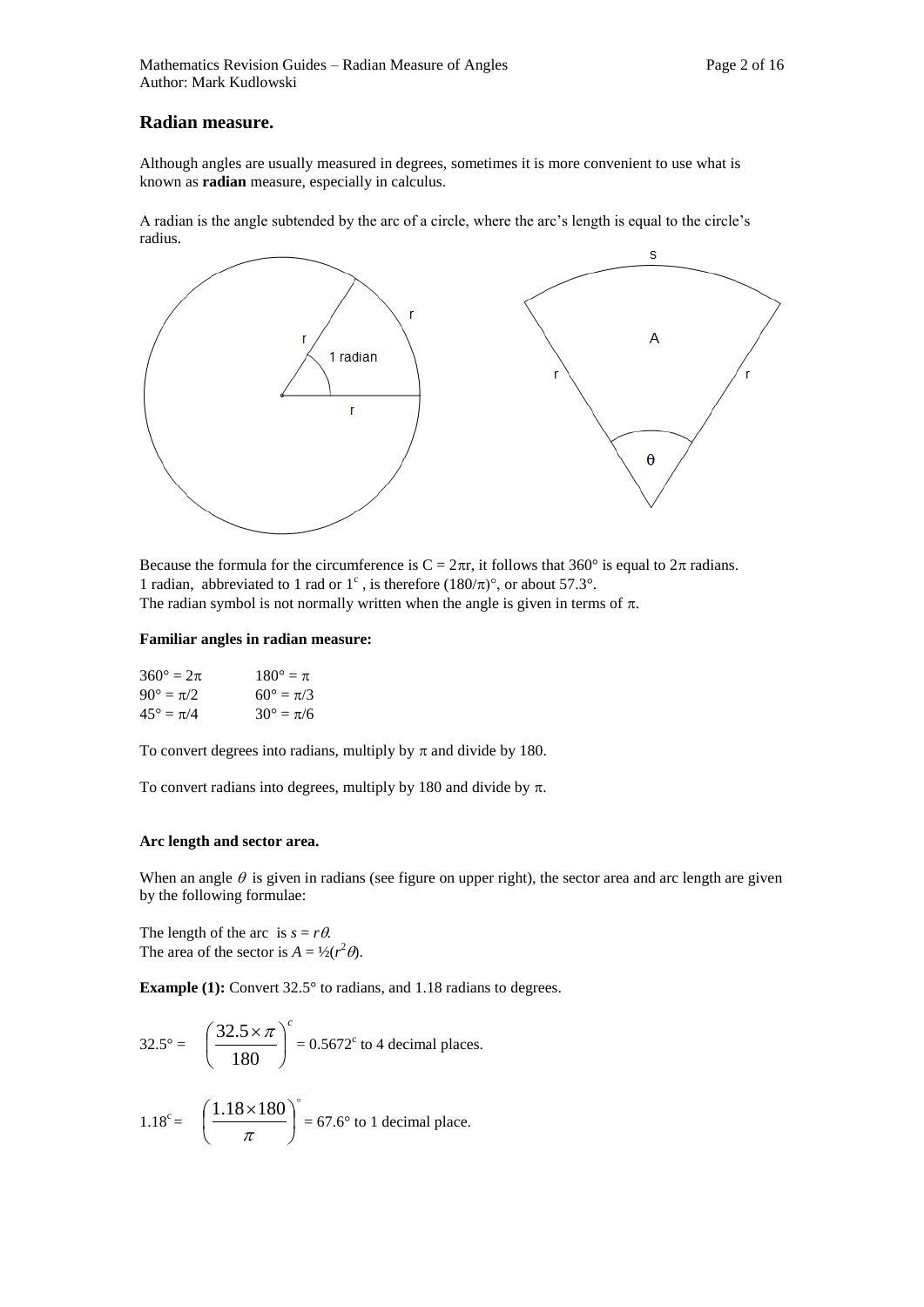## Radian measure.

Although angles are usually measured in degrees, sometimes it is more convenient to use what is known as **radian** measure, especially in calculus.

A radian is the angle subtended by the arc of a circle, where the arc's length is equal to the circle's radius.

Because the formula for the circumference is $C = 2\pi r$, it follows that 360° is equal to $2\pi$ radians.
1 radian, abbreviated to 1 rad or $1^c$, is therefore $(180/\pi)°$, or about 57.3°.
The radian symbol is not normally written when the angle is given in terms of $\pi$.

**Familiar angles in radian measure:**

| | |
|---|---|
| $360° = 2\pi$ | $180° = \pi$ |
| $90° = \pi/2$ | $60° = \pi/3$ |
| $45° = \pi/4$ | $30° = \pi/6$ |

To convert degrees into radians, multiply by $\pi$ and divide by 180.

To convert radians into degrees, multiply by 180 and divide by $\pi$.

**Arc length and sector area.**

When an angle $\theta$ is given in radians (see figure on upper right), the sector area and arc length are given by the following formulae:

The length of the arc is $s = r\theta$.
The area of the sector is $A = ½(r^2\theta)$.

**Example (1):** Convert 32.5° to radians, and 1.18 radians to degrees.

$$32.5° = \left(\frac{32.5 \times \pi}{180}\right)^c = 0.5672^c \text{ to 4 decimal places.}$$

$$1.18^c = \left(\frac{1.18 \times 180}{\pi}\right)^\circ = 67.6° \text{ to 1 decimal place.}$$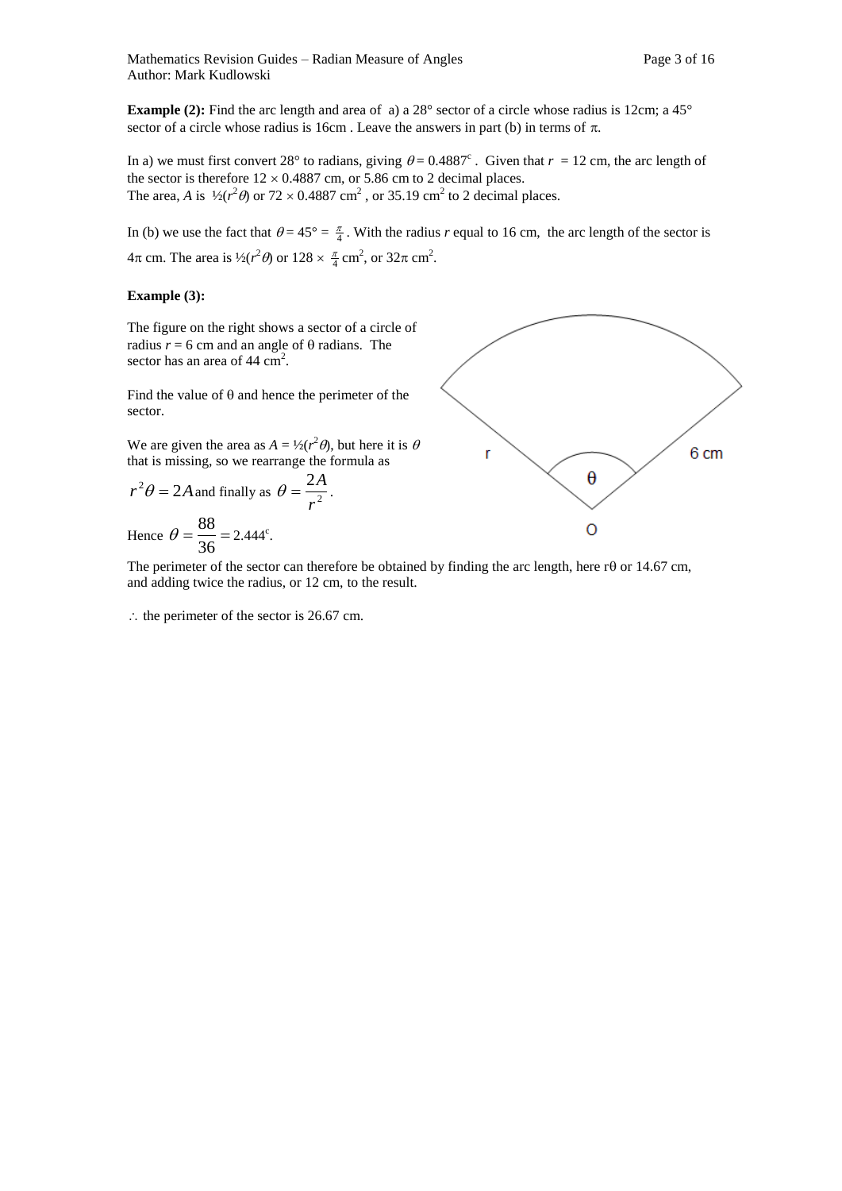**Example (2):** Find the arc length and area of a) a 28° sector of a circle whose radius is 12cm; a 45° sector of a circle whose radius is 16cm . Leave the answers in part (b) in terms of $\pi$.

In a) we must first convert 28° to radians, giving $\theta = 0.4887^c$ . Given that $r = 12$ cm, the arc length of the sector is therefore $12 \times 0.4887$ cm, or 5.86 cm to 2 decimal places.
The area, $A$ is $\frac{1}{2}(r^2\theta)$ or $72 \times 0.4887$ cm$^2$ , or 35.19 cm$^2$ to 2 decimal places.

In (b) we use the fact that $\theta = 45° = \frac{\pi}{4}$ . With the radius $r$ equal to 16 cm, the arc length of the sector is $4\pi$ cm. The area is $\frac{1}{2}(r^2\theta)$ or $128 \times \frac{\pi}{4}$ cm$^2$, or $32\pi$ cm$^2$.

**Example (3):**

The figure on the right shows a sector of a circle of radius $r = 6$ cm and an angle of $\theta$ radians. The sector has an area of 44 cm$^2$.

Find the value of $\theta$ and hence the perimeter of the sector.

We are given the area as $A = \frac{1}{2}(r^2\theta)$, but here it is $\theta$ that is missing, so we rearrange the formula as

$r^2\theta = 2A$ and finally as $\theta = \frac{2A}{r^2}$.

Hence $\theta = \frac{88}{36} = 2.444^c$.

The perimeter of the sector can therefore be obtained by finding the arc length, here $r\theta$ or 14.67 cm, and adding twice the radius, or 12 cm, to the result.

$\therefore$ the perimeter of the sector is 26.67 cm.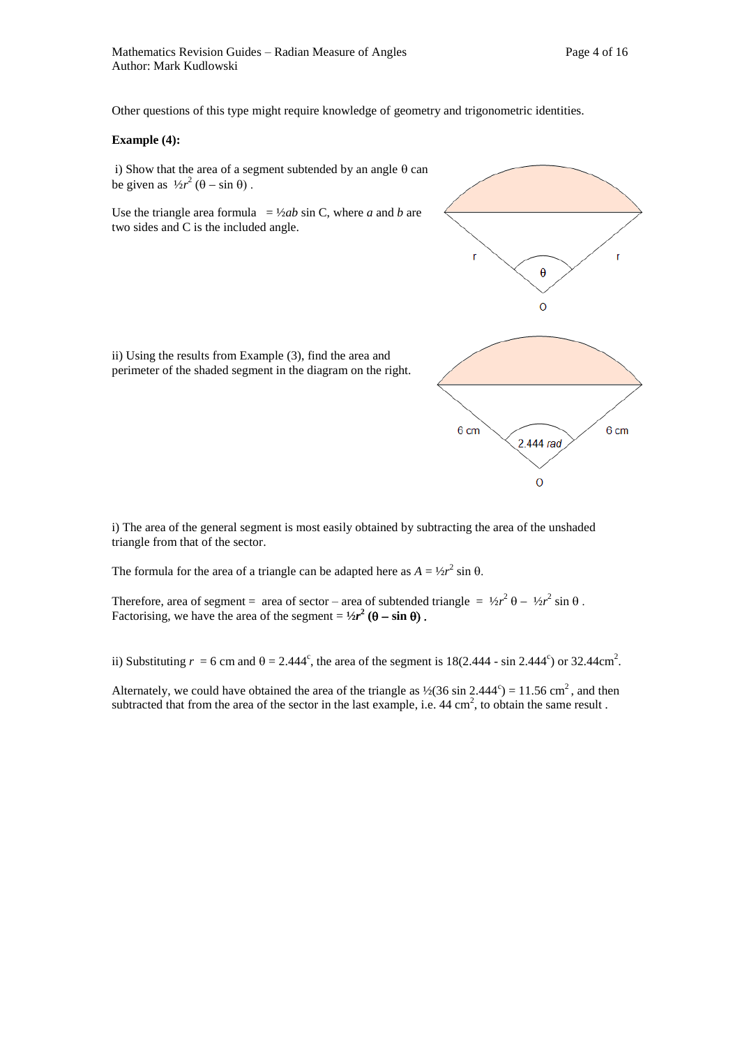Other questions of this type might require knowledge of geometry and trigonometric identities.

**Example (4):**

i) Show that the area of a segment subtended by an angle θ can be given as $\frac{1}{2}r^2(\theta - \sin\theta)$.

Use the triangle area formula $= \frac{1}{2}ab \sin C$, where $a$ and $b$ are two sides and C is the included angle.

ii) Using the results from Example (3), find the area and perimeter of the shaded segment in the diagram on the right.

i) The area of the general segment is most easily obtained by subtracting the area of the unshaded triangle from that of the sector.

The formula for the area of a triangle can be adapted here as $A = \frac{1}{2}r^2 \sin\theta$.

Therefore, area of segment = area of sector – area of subtended triangle $= \frac{1}{2}r^2\theta - \frac{1}{2}r^2 \sin\theta$.
Factorising, we have the area of the segment = $\mathbf{\frac{1}{2}r^2(\theta - \sin\theta)}$ **.**

ii) Substituting $r = 6$ cm and $\theta = 2.444^c$, the area of the segment is $18(2.444 - \sin 2.444^c)$ or $32.44\text{cm}^2$.

Alternately, we could have obtained the area of the triangle as $\frac{1}{2}(36 \sin 2.444^c) = 11.56 \text{ cm}^2$, and then subtracted that from the area of the sector in the last example, i.e. $44 \text{ cm}^2$, to obtain the same result .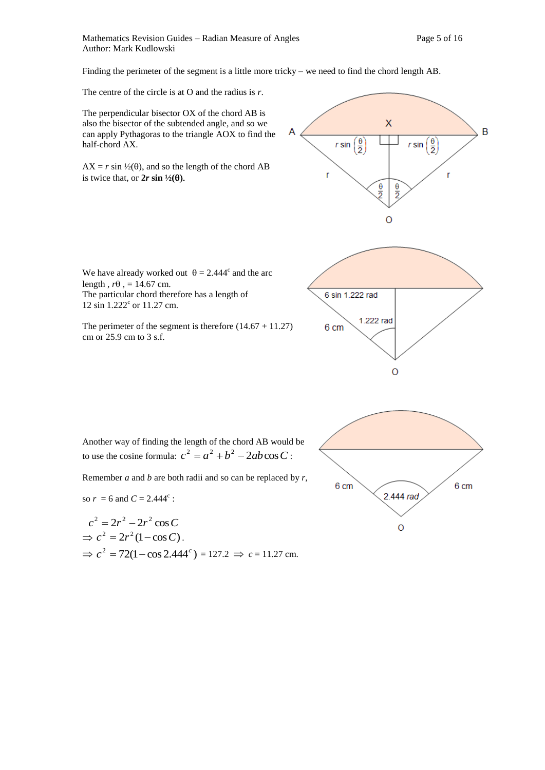Finding the perimeter of the segment is a little more tricky – we need to find the chord length AB.

The centre of the circle is at O and the radius is $r$.

The perpendicular bisector OX of the chord AB is also the bisector of the subtended angle, and so we can apply Pythagoras to the triangle AOX to find the half-chord AX.

AX = $r \sin \frac{1}{2}(\theta)$, and so the length of the chord AB is twice that, or $\mathbf{2r \sin \frac{1}{2}(\theta)}$.

We have already worked out $\theta = 2.444^c$ and the arc length , $r\theta$ , = 14.67 cm.
The particular chord therefore has a length of $12 \sin 1.222^c$ or 11.27 cm.

The perimeter of the segment is therefore (14.67 + 11.27) cm or 25.9 cm to 3 s.f.

Another way of finding the length of the chord AB would be to use the cosine formula: $c^2 = a^2 + b^2 - 2ab\cos C$ :

Remember $a$ and $b$ are both radii and so can be replaced by $r$,

so $r$ = 6 and $C = 2.444^c$ :

$$c^2 = 2r^2 - 2r^2 \cos C$$

$$\Rightarrow c^2 = 2r^2(1 - \cos C).$$

$$\Rightarrow c^2 = 72(1 - \cos 2.444^c) = 127.2 \Rightarrow c = 11.27 \text{ cm.}$$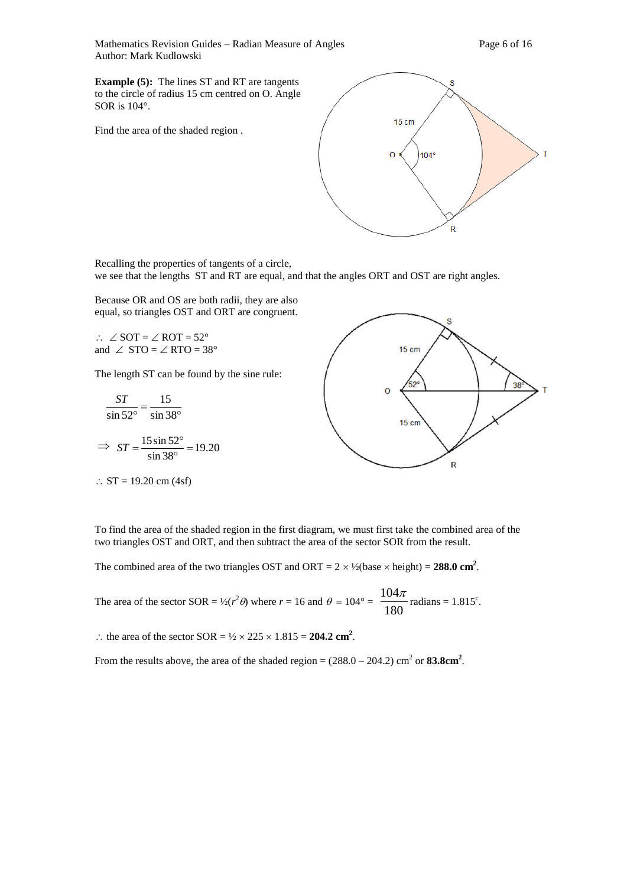**Example (5):** The lines ST and RT are tangents to the circle of radius 15 cm centred on O. Angle SOR is 104°.

Find the area of the shaded region .

Recalling the properties of tangents of a circle,
we see that the lengths ST and RT are equal, and that the angles ORT and OST are right angles.

Because OR and OS are both radii, they are also equal, so triangles OST and ORT are congruent.

$\therefore$ $\angle$ SOT = $\angle$ ROT = 52°
and $\angle$ STO = $\angle$ RTO = 38°

The length ST can be found by the sine rule:

$$\frac{ST}{\sin 52°} = \frac{15}{\sin 38°}$$

$$\Rightarrow \; ST = \frac{15 \sin 52°}{\sin 38°} = 19.20$$

$\therefore$ ST = 19.20 cm (4sf)

To find the area of the shaded region in the first diagram, we must first take the combined area of the two triangles OST and ORT, and then subtract the area of the sector SOR from the result.

The combined area of the two triangles OST and ORT = 2 × ½(base × height) = **288.0 cm$^2$**.

The area of the sector SOR = ½($r^2\theta$) where $r$ = 16 and $\theta$ = 104° = $\dfrac{104\pi}{180}$ radians = $1.815^c$.

$\therefore$ the area of the sector SOR = ½ × 225 × 1.815 = **204.2 cm$^2$**.

From the results above, the area of the shaded region = (288.0 – 204.2) cm$^2$ or **83.8cm$^2$**.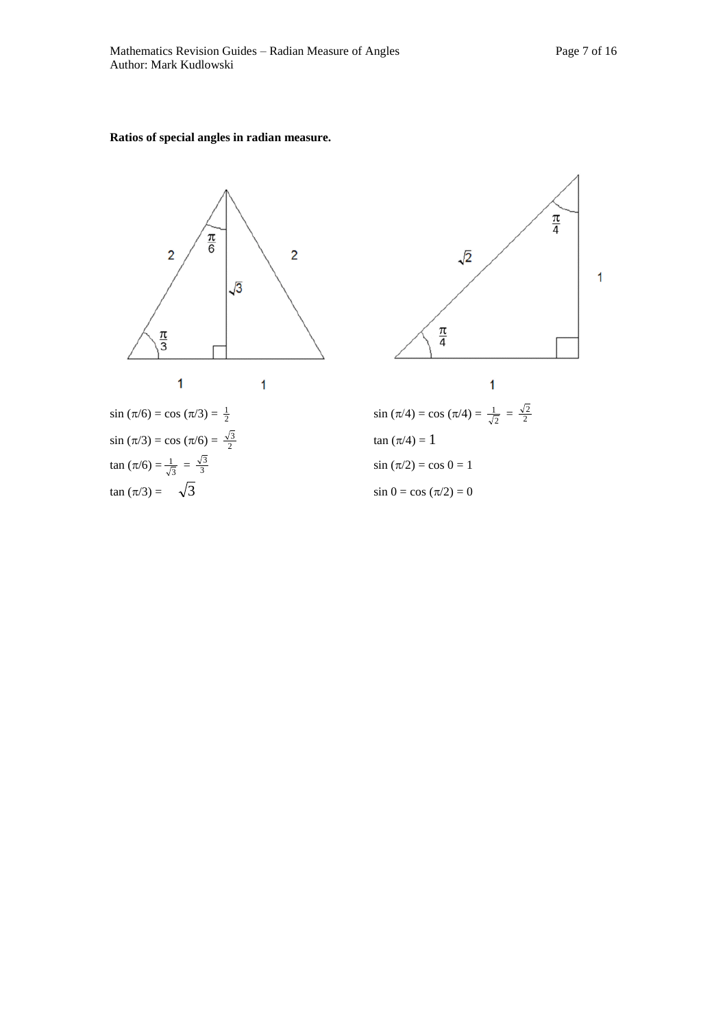**Ratios of special angles in radian measure.**

$\sin(\pi/6) = \cos(\pi/3) = \frac{1}{2}$

$\sin(\pi/3) = \cos(\pi/6) = \frac{\sqrt{3}}{2}$

$\tan(\pi/6) = \frac{1}{\sqrt{3}} = \frac{\sqrt{3}}{3}$

$\tan(\pi/3) = \sqrt{3}$

$\sin(\pi/4) = \cos(\pi/4) = \frac{1}{\sqrt{2}} = \frac{\sqrt{2}}{2}$

$\tan(\pi/4) = 1$

$\sin(\pi/2) = \cos 0 = 1$

$\sin 0 = \cos(\pi/2) = 0$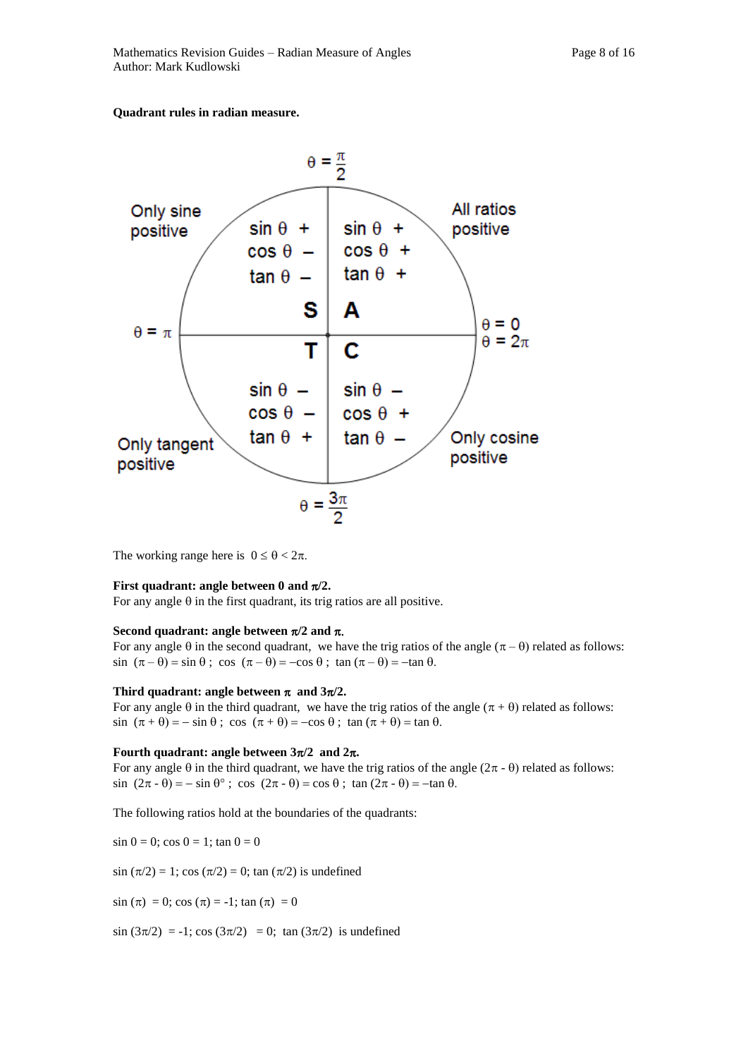**Quadrant rules in radian measure.**

The working range here is $0 \le \theta < 2\pi$.

**First quadrant: angle between 0 and $\pi/2$.**
For any angle $\theta$ in the first quadrant, its trig ratios are all positive.

**Second quadrant: angle between $\pi/2$ and $\pi$.**
For any angle $\theta$ in the second quadrant, we have the trig ratios of the angle $(\pi - \theta)$ related as follows:
$\sin(\pi - \theta) = \sin\theta$ ; $\cos(\pi - \theta) = -\cos\theta$ ; $\tan(\pi - \theta) = -\tan\theta$.

**Third quadrant: angle between $\pi$ and $3\pi/2$.**
For any angle $\theta$ in the third quadrant, we have the trig ratios of the angle $(\pi + \theta)$ related as follows:
$\sin(\pi + \theta) = -\sin\theta$ ; $\cos(\pi + \theta) = -\cos\theta$ ; $\tan(\pi + \theta) = \tan\theta$.

**Fourth quadrant: angle between $3\pi/2$ and $2\pi$.**
For any angle $\theta$ in the third quadrant, we have the trig ratios of the angle $(2\pi - \theta)$ related as follows:
$\sin(2\pi - \theta) = -\sin\theta°$ ; $\cos(2\pi - \theta) = \cos\theta$ ; $\tan(2\pi - \theta) = -\tan\theta$.

The following ratios hold at the boundaries of the quadrants:

$\sin 0 = 0$; $\cos 0 = 1$; $\tan 0 = 0$

$\sin(\pi/2) = 1$; $\cos(\pi/2) = 0$; $\tan(\pi/2)$ is undefined

$\sin(\pi) = 0$; $\cos(\pi) = -1$; $\tan(\pi) = 0$

$\sin(3\pi/2) = -1$; $\cos(3\pi/2) = 0$; $\tan(3\pi/2)$ is undefined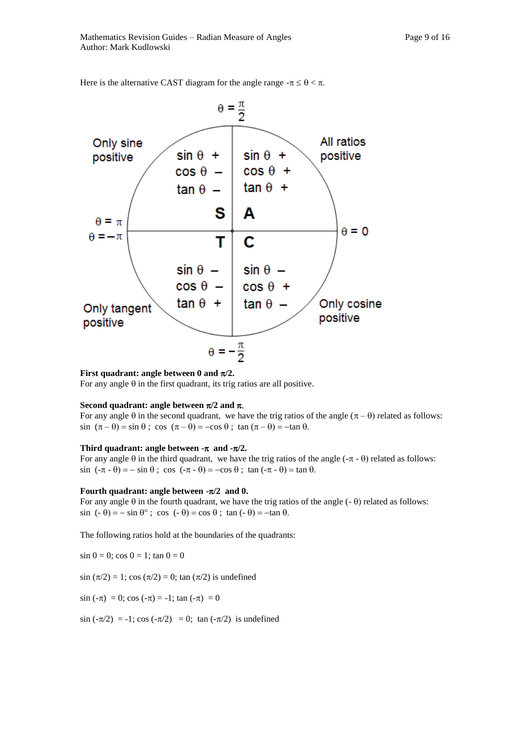Here is the alternative CAST diagram for the angle range $-\pi \le \theta < \pi$.

$\theta = \frac{\pi}{2}$

Only sine positive

| S | A |
|---|---|
| $\sin\theta$ + | $\sin\theta$ + |
| $\cos\theta$ – | $\cos\theta$ + |
| $\tan\theta$ – | $\tan\theta$ + |

All ratios positive

$\theta = \pi$

$\theta = -\pi$

$\theta = 0$

| T | C |
|---|---|
| $\sin\theta$ – | $\sin\theta$ – |
| $\cos\theta$ – | $\cos\theta$ + |
| $\tan\theta$ + | $\tan\theta$ – |

Only tangent positive

Only cosine positive

$\theta = -\frac{\pi}{2}$

**First quadrant: angle between 0 and $\pi/2$.**
For any angle $\theta$ in the first quadrant, its trig ratios are all positive.

**Second quadrant: angle between $\pi/2$ and $\pi$.**
For any angle $\theta$ in the second quadrant, we have the trig ratios of the angle $(\pi - \theta)$ related as follows:
$\sin(\pi - \theta) = \sin\theta$ ; $\cos(\pi - \theta) = -\cos\theta$ ; $\tan(\pi - \theta) = -\tan\theta$.

**Third quadrant: angle between $-\pi$ and $-\pi/2$.**
For any angle $\theta$ in the third quadrant, we have the trig ratios of the angle $(-\pi - \theta)$ related as follows:
$\sin(-\pi - \theta) = -\sin\theta$ ; $\cos(-\pi - \theta) = -\cos\theta$ ; $\tan(-\pi - \theta) = \tan\theta$.

**Fourth quadrant: angle between $-\pi/2$ and 0.**
For any angle $\theta$ in the fourth quadrant, we have the trig ratios of the angle $(-\theta)$ related as follows:
$\sin(-\theta) = -\sin\theta°$ ; $\cos(-\theta) = \cos\theta$ ; $\tan(-\theta) = -\tan\theta$.

The following ratios hold at the boundaries of the quadrants:

$\sin 0 = 0$; $\cos 0 = 1$; $\tan 0 = 0$

$\sin(\pi/2) = 1$; $\cos(\pi/2) = 0$; $\tan(\pi/2)$ is undefined

$\sin(-\pi) = 0$; $\cos(-\pi) = -1$; $\tan(-\pi) = 0$

$\sin(-\pi/2) = -1$; $\cos(-\pi/2) = 0$; $\tan(-\pi/2)$ is undefined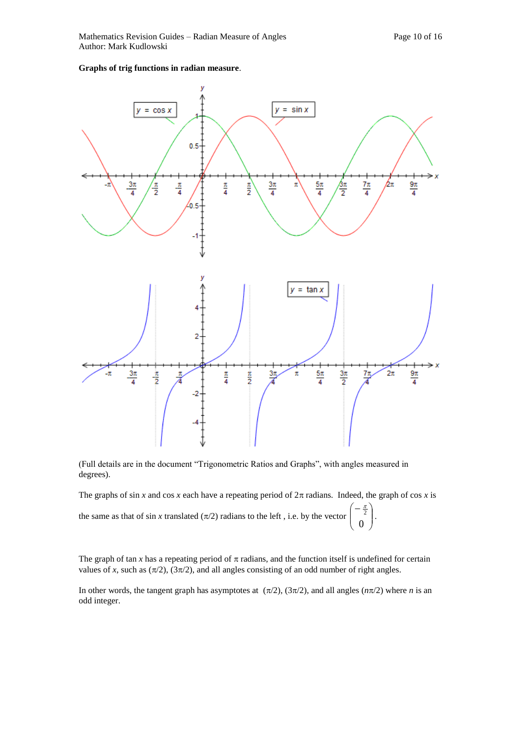**Graphs of trig functions in radian measure**.

(Full details are in the document "Trigonometric Ratios and Graphs", with angles measured in degrees).

The graphs of sin $x$ and cos $x$ each have a repeating period of $2\pi$ radians. Indeed, the graph of cos $x$ is the same as that of sin $x$ translated ($\pi/2$) radians to the left , i.e. by the vector $\begin{pmatrix} -\frac{\pi}{2} \\ 0 \end{pmatrix}$.

The graph of tan $x$ has a repeating period of $\pi$ radians, and the function itself is undefined for certain values of $x$, such as ($\pi/2$), ($3\pi/2$), and all angles consisting of an odd number of right angles.

In other words, the tangent graph has asymptotes at ($\pi/2$), ($3\pi/2$), and all angles ($n\pi/2$) where $n$ is an odd integer.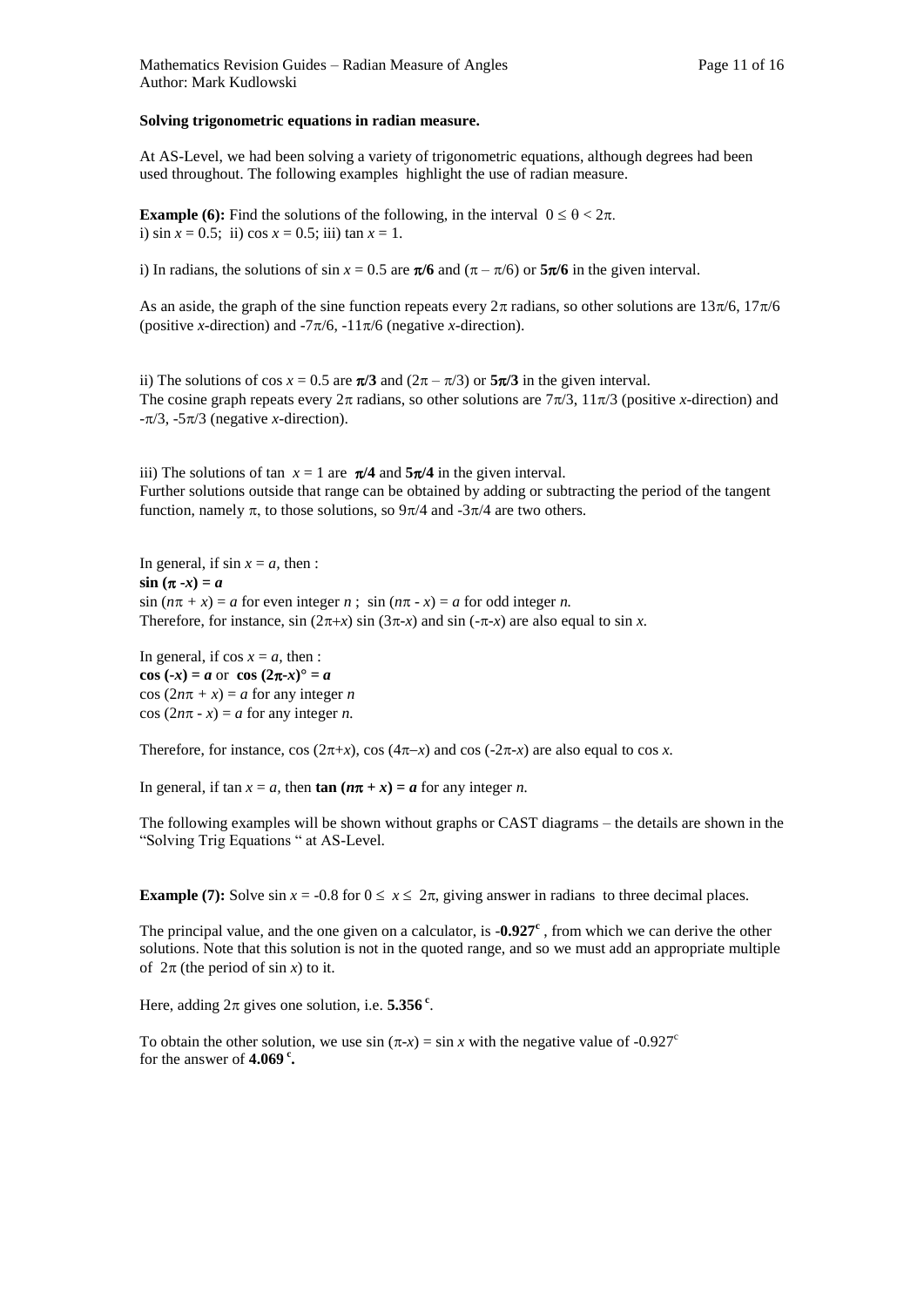**Solving trigonometric equations in radian measure.**

At AS-Level, we had been solving a variety of trigonometric equations, although degrees had been used throughout. The following examples highlight the use of radian measure.

**Example (6):** Find the solutions of the following, in the interval $0 \le \theta < 2\pi$.
i) $\sin x = 0.5$; ii) $\cos x = 0.5$; iii) $\tan x = 1$.

i) In radians, the solutions of $\sin x = 0.5$ are $\boldsymbol{\pi/6}$ and $(\pi - \pi/6)$ or $\boldsymbol{5\pi/6}$ in the given interval.

As an aside, the graph of the sine function repeats every $2\pi$ radians, so other solutions are $13\pi/6$, $17\pi/6$ (positive $x$-direction) and $-7\pi/6$, $-11\pi/6$ (negative $x$-direction).

ii) The solutions of $\cos x = 0.5$ are $\boldsymbol{\pi/3}$ and $(2\pi - \pi/3)$ or $\boldsymbol{5\pi/3}$ in the given interval.
The cosine graph repeats every $2\pi$ radians, so other solutions are $7\pi/3$, $11\pi/3$ (positive $x$-direction) and $-\pi/3$, $-5\pi/3$ (negative $x$-direction).

iii) The solutions of tan $x = 1$ are $\boldsymbol{\pi/4}$ and $\boldsymbol{5\pi/4}$ in the given interval.
Further solutions outside that range can be obtained by adding or subtracting the period of the tangent function, namely $\pi$, to those solutions, so $9\pi/4$ and $-3\pi/4$ are two others.

In general, if $\sin x = a$, then :
$\boldsymbol{\sin(\pi - x) = a}$
$\sin(n\pi + x) = a$ for even integer $n$ ; $\sin(n\pi - x) = a$ for odd integer $n$.
Therefore, for instance, $\sin(2\pi+x)$ $\sin(3\pi-x)$ and $\sin(-\pi-x)$ are also equal to $\sin x$.

In general, if $\cos x = a$, then :
$\boldsymbol{\cos(-x) = a}$ or $\boldsymbol{\cos(2\pi-x)^\circ = a}$
$\cos(2n\pi + x) = a$ for any integer $n$
$\cos(2n\pi - x) = a$ for any integer $n$.

Therefore, for instance, $\cos(2\pi+x)$, $\cos(4\pi-x)$ and $\cos(-2\pi-x)$ are also equal to $\cos x$.

In general, if $\tan x = a$, then $\boldsymbol{\tan(n\pi + x) = a}$ for any integer $n$.

The following examples will be shown without graphs or CAST diagrams – the details are shown in the "Solving Trig Equations " at AS-Level.

**Example (7):** Solve $\sin x = -0.8$ for $0 \le x \le 2\pi$, giving answer in radians to three decimal places.

The principal value, and the one given on a calculator, is $\mathbf{-0.927^c}$ , from which we can derive the other solutions. Note that this solution is not in the quoted range, and so we must add an appropriate multiple of $2\pi$ (the period of $\sin x$) to it.

Here, adding $2\pi$ gives one solution, i.e. $\mathbf{5.356^c}$.

To obtain the other solution, we use $\sin(\pi-x) = \sin x$ with the negative value of $-0.927^c$ for the answer of $\mathbf{4.069^c}$.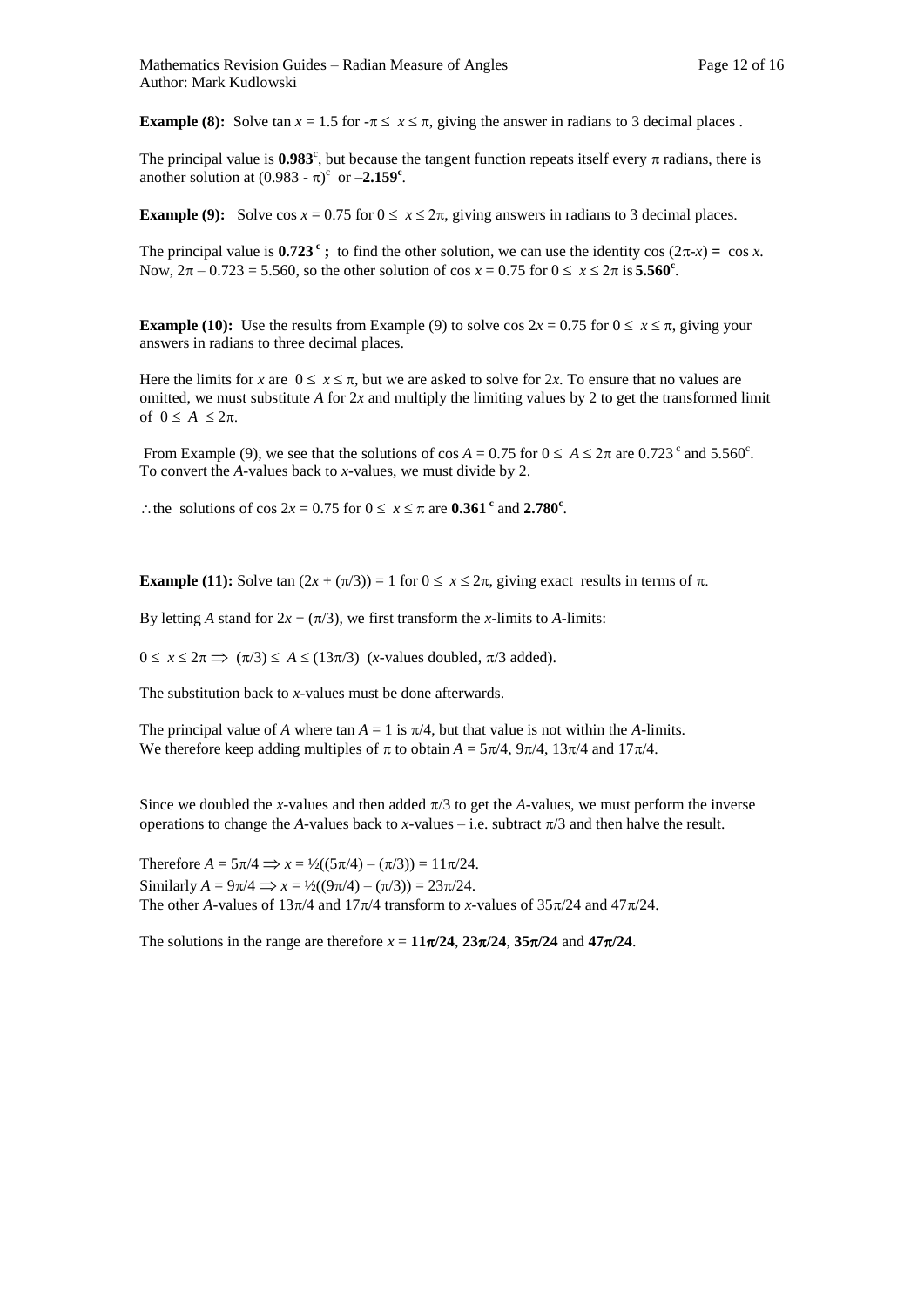**Example (8):** Solve $\tan x = 1.5$ for $-\pi \le x \le \pi$, giving the answer in radians to 3 decimal places .

The principal value is $\mathbf{0.983}^c$, but because the tangent function repeats itself every $\pi$ radians, there is another solution at $(0.983 - \pi)^c$ or $\mathbf{-2.159^c}$.

**Example (9):** Solve $\cos x = 0.75$ for $0 \le x \le 2\pi$, giving answers in radians to 3 decimal places.

The principal value is $\mathbf{0.723^c}$**;** to find the other solution, we can use the identity $\cos(2\pi - x) = \cos x$. Now, $2\pi - 0.723 = 5.560$, so the other solution of $\cos x = 0.75$ for $0 \le x \le 2\pi$ is $\mathbf{5.560^c}$.

**Example (10):** Use the results from Example (9) to solve $\cos 2x = 0.75$ for $0 \le x \le \pi$, giving your answers in radians to three decimal places.

Here the limits for $x$ are $0 \le x \le \pi$, but we are asked to solve for $2x$. To ensure that no values are omitted, we must substitute $A$ for $2x$ and multiply the limiting values by 2 to get the transformed limit of $0 \le A \le 2\pi$.

From Example (9), we see that the solutions of $\cos A = 0.75$ for $0 \le A \le 2\pi$ are $0.723^c$ and $5.560^c$. To convert the $A$-values back to $x$-values, we must divide by 2.

$\therefore$ the solutions of $\cos 2x = 0.75$ for $0 \le x \le \pi$ are $\mathbf{0.361^c}$ and $\mathbf{2.780^c}$.

**Example (11):** Solve $\tan(2x + (\pi/3)) = 1$ for $0 \le x \le 2\pi$, giving exact results in terms of $\pi$.

By letting $A$ stand for $2x + (\pi/3)$, we first transform the $x$-limits to $A$-limits:

$0 \le x \le 2\pi \Rightarrow (\pi/3) \le A \le (13\pi/3)$ ($x$-values doubled, $\pi/3$ added).

The substitution back to $x$-values must be done afterwards.

The principal value of $A$ where $\tan A = 1$ is $\pi/4$, but that value is not within the $A$-limits. We therefore keep adding multiples of $\pi$ to obtain $A = 5\pi/4$, $9\pi/4$, $13\pi/4$ and $17\pi/4$.

Since we doubled the $x$-values and then added $\pi/3$ to get the $A$-values, we must perform the inverse operations to change the $A$-values back to $x$-values – i.e. subtract $\pi/3$ and then halve the result.

Therefore $A = 5\pi/4 \Rightarrow x = \frac{1}{2}((5\pi/4) - (\pi/3)) = 11\pi/24$.
Similarly $A = 9\pi/4 \Rightarrow x = \frac{1}{2}((9\pi/4) - (\pi/3)) = 23\pi/24$.
The other $A$-values of $13\pi/4$ and $17\pi/4$ transform to $x$-values of $35\pi/24$ and $47\pi/24$.

The solutions in the range are therefore $x = \mathbf{11\pi/24}$, $\mathbf{23\pi/24}$, $\mathbf{35\pi/24}$ and $\mathbf{47\pi/24}$.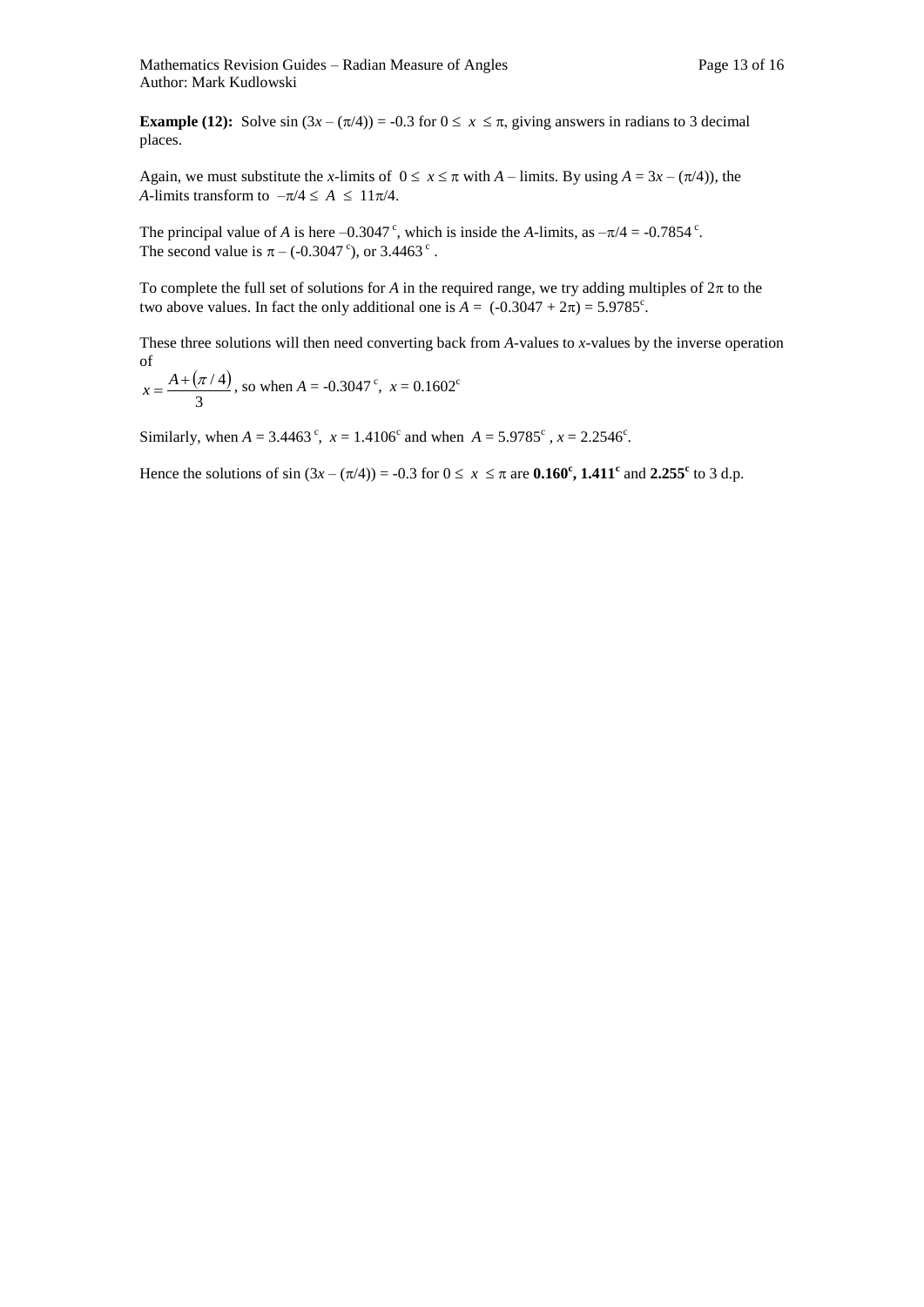**Example (12):** Solve $\sin(3x - (\pi/4)) = -0.3$ for $0 \le x \le \pi$, giving answers in radians to 3 decimal places.

Again, we must substitute the $x$-limits of $0 \le x \le \pi$ with $A$ – limits. By using $A = 3x - (\pi/4)$), the $A$-limits transform to $-\pi/4 \le A \le 11\pi/4$.

The principal value of $A$ is here $-0.3047^c$, which is inside the $A$-limits, as $-\pi/4 = -0.7854^c$. The second value is $\pi - (-0.3047^c)$, or $3.4463^c$.

To complete the full set of solutions for $A$ in the required range, we try adding multiples of $2\pi$ to the two above values. In fact the only additional one is $A = (-0.3047 + 2\pi) = 5.9785^c$.

These three solutions will then need converting back from $A$-values to $x$-values by the inverse operation of

$x = \dfrac{A + (\pi/4)}{3}$, so when $A = -0.3047^c$, $x = 0.1602^c$

Similarly, when $A = 3.4463^c$, $x = 1.4106^c$ and when $A = 5.9785^c$, $x = 2.2546^c$.

Hence the solutions of $\sin(3x - (\pi/4)) = -0.3$ for $0 \le x \le \pi$ are $\mathbf{0.160^c}$, $\mathbf{1.411^c}$ and $\mathbf{2.255^c}$ to 3 d.p.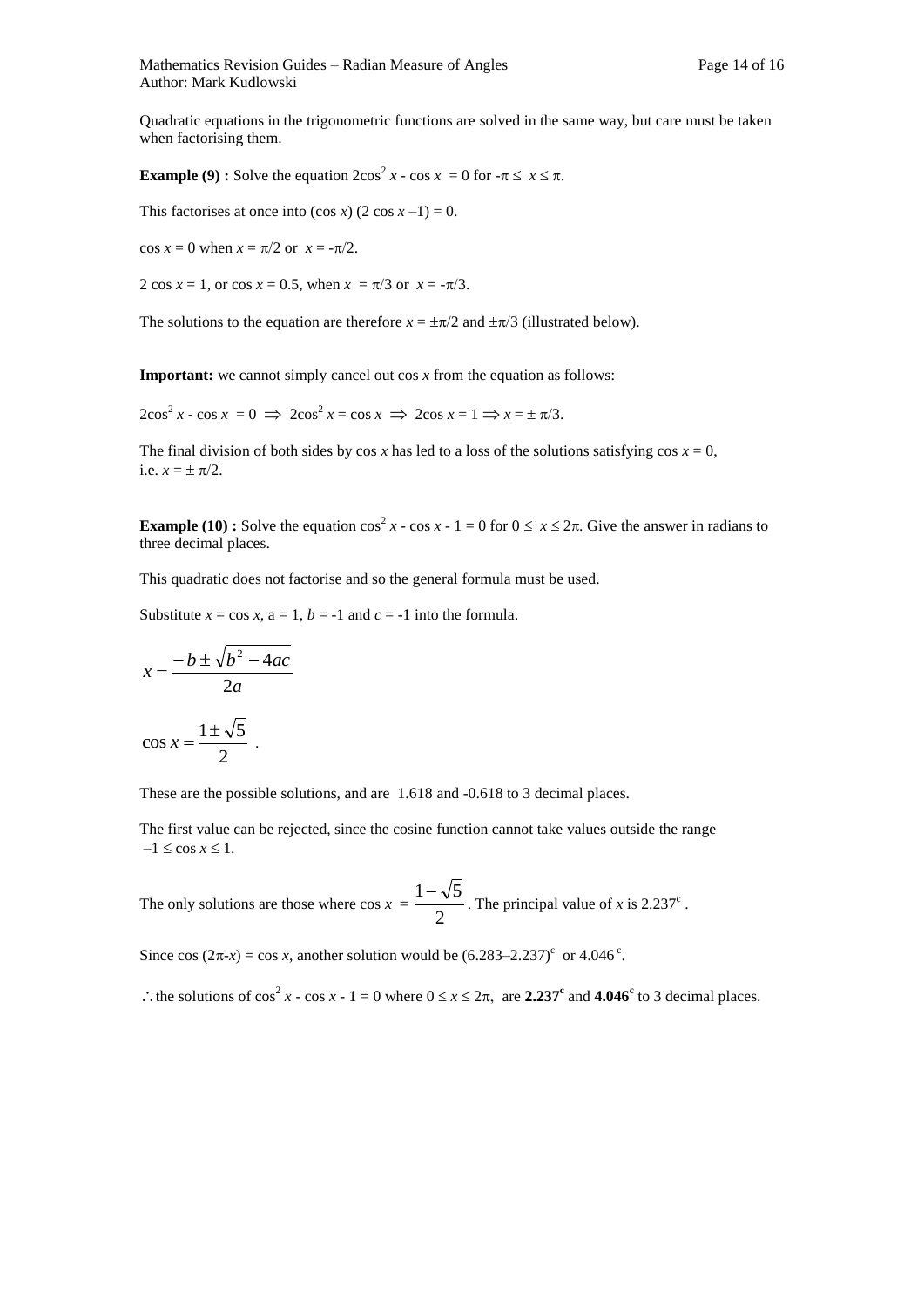Quadratic equations in the trigonometric functions are solved in the same way, but care must be taken when factorising them.

**Example (9) :** Solve the equation $2\cos^2 x - \cos x = 0$ for $-\pi \le x \le \pi$.

This factorises at once into $(\cos x)(2\cos x - 1) = 0$.

$\cos x = 0$ when $x = \pi/2$ or $x = -\pi/2$.

$2\cos x = 1$, or $\cos x = 0.5$, when $x = \pi/3$ or $x = -\pi/3$.

The solutions to the equation are therefore $x = \pm\pi/2$ and $\pm\pi/3$ (illustrated below).

**Important:** we cannot simply cancel out $\cos x$ from the equation as follows:

$2\cos^2 x - \cos x = 0 \implies 2\cos^2 x = \cos x \implies 2\cos x = 1 \implies x = \pm\pi/3$.

The final division of both sides by $\cos x$ has led to a loss of the solutions satisfying $\cos x = 0$, i.e. $x = \pm\pi/2$.

**Example (10) :** Solve the equation $\cos^2 x - \cos x - 1 = 0$ for $0 \le x \le 2\pi$. Give the answer in radians to three decimal places.

This quadratic does not factorise and so the general formula must be used.

Substitute $x = \cos x$, $a = 1$, $b = -1$ and $c = -1$ into the formula.

$$x = \frac{-b \pm \sqrt{b^2 - 4ac}}{2a}$$

$$\cos x = \frac{1 \pm \sqrt{5}}{2}\ .$$

These are the possible solutions, and are 1.618 and -0.618 to 3 decimal places.

The first value can be rejected, since the cosine function cannot take values outside the range $-1 \le \cos x \le 1$.

The only solutions are those where $\cos x = \dfrac{1-\sqrt{5}}{2}$. The principal value of $x$ is $2.237^c$.

Since $\cos(2\pi - x) = \cos x$, another solution would be $(6.283 - 2.237)^c$ or $4.046^c$.

$\therefore$ the solutions of $\cos^2 x - \cos x - 1 = 0$ where $0 \le x \le 2\pi$, are $\mathbf{2.237^c}$ and $\mathbf{4.046^c}$ to 3 decimal places.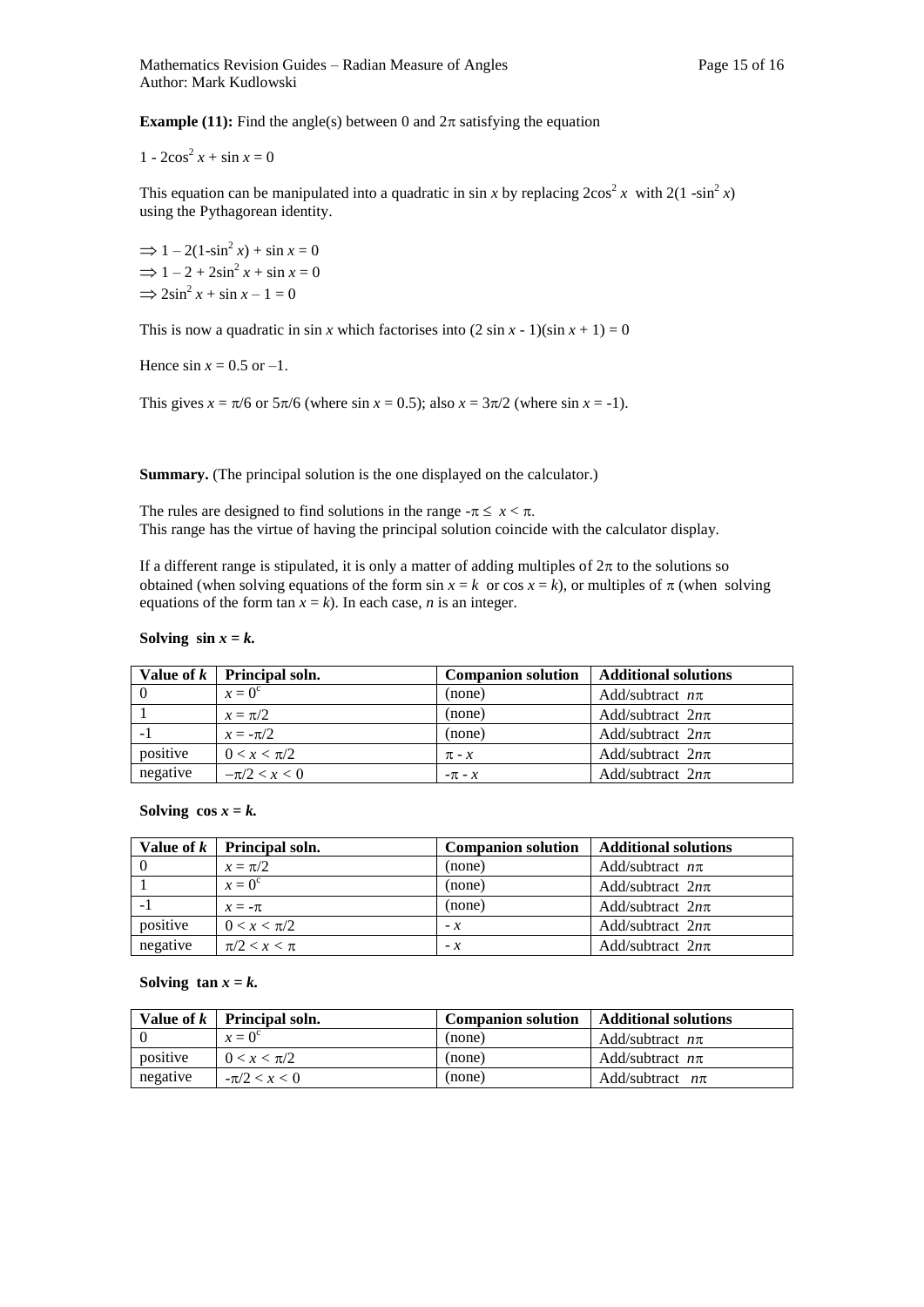**Example (11):** Find the angle(s) between 0 and $2\pi$ satisfying the equation

$1 - 2\cos^2 x + \sin x = 0$

This equation can be manipulated into a quadratic in sin $x$ by replacing $2\cos^2 x$ with $2(1 - \sin^2 x)$ using the Pythagorean identity.

$\Rightarrow 1 - 2(1 - \sin^2 x) + \sin x = 0$
$\Rightarrow 1 - 2 + 2\sin^2 x + \sin x = 0$
$\Rightarrow 2\sin^2 x + \sin x - 1 = 0$

This is now a quadratic in sin $x$ which factorises into $(2 \sin x - 1)(\sin x + 1) = 0$

Hence $\sin x = 0.5$ or $-1$.

This gives $x = \pi/6$ or $5\pi/6$ (where $\sin x = 0.5$); also $x = 3\pi/2$ (where $\sin x = -1$).

**Summary.** (The principal solution is the one displayed on the calculator.)

The rules are designed to find solutions in the range $-\pi \leq x < \pi$.
This range has the virtue of having the principal solution coincide with the calculator display.

If a different range is stipulated, it is only a matter of adding multiples of $2\pi$ to the solutions so obtained (when solving equations of the form $\sin x = k$ or $\cos x = k$), or multiples of $\pi$ (when solving equations of the form $\tan x = k$). In each case, $n$ is an integer.

**Solving $\sin x = k$.**

| Value of $k$ | Principal soln. | Companion solution | Additional solutions |
|---|---|---|---|
| 0 | $x = 0^c$ | (none) | Add/subtract $n\pi$ |
| 1 | $x = \pi/2$ | (none) | Add/subtract $2n\pi$ |
| -1 | $x = -\pi/2$ | (none) | Add/subtract $2n\pi$ |
| positive | $0 < x < \pi/2$ | $\pi - x$ | Add/subtract $2n\pi$ |
| negative | $-\pi/2 < x < 0$ | $-\pi - x$ | Add/subtract $2n\pi$ |

**Solving $\cos x = k$.**

| Value of $k$ | Principal soln. | Companion solution | Additional solutions |
|---|---|---|---|
| 0 | $x = \pi/2$ | (none) | Add/subtract $n\pi$ |
| 1 | $x = 0^c$ | (none) | Add/subtract $2n\pi$ |
| -1 | $x = -\pi$ | (none) | Add/subtract $2n\pi$ |
| positive | $0 < x < \pi/2$ | $-x$ | Add/subtract $2n\pi$ |
| negative | $\pi/2 < x < \pi$ | $-x$ | Add/subtract $2n\pi$ |

**Solving $\tan x = k$.**

| Value of $k$ | Principal soln. | Companion solution | Additional solutions |
|---|---|---|---|
| 0 | $x = 0^c$ | (none) | Add/subtract $n\pi$ |
| positive | $0 < x < \pi/2$ | (none) | Add/subtract $n\pi$ |
| negative | $-\pi/2 < x < 0$ | (none) | Add/subtract $n\pi$ |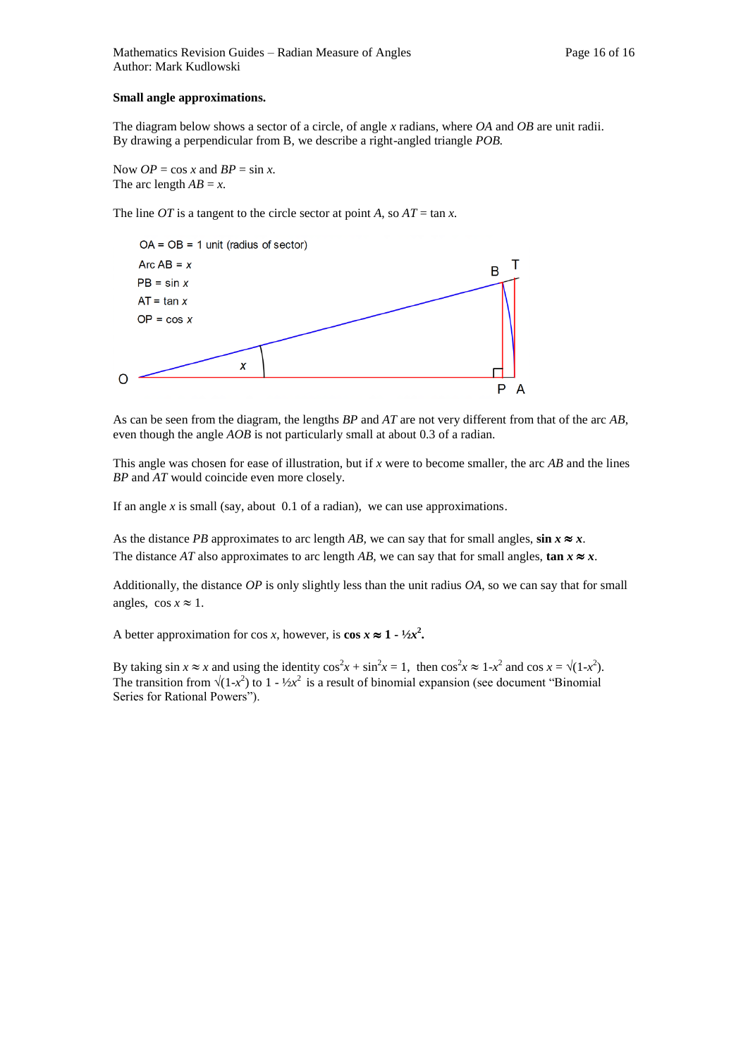**Small angle approximations.**

The diagram below shows a sector of a circle, of angle $x$ radians, where $OA$ and $OB$ are unit radii. By drawing a perpendicular from B, we describe a right-angled triangle $POB$.

Now $OP = \cos x$ and $BP = \sin x$.
The arc length $AB = x$.

The line $OT$ is a tangent to the circle sector at point $A$, so $AT = \tan x$.

OA = OB = 1 unit (radius of sector)
Arc AB = $x$
PB = sin $x$
AT = tan $x$
OP = cos $x$

O
$x$
B
T
P
A

As can be seen from the diagram, the lengths $BP$ and $AT$ are not very different from that of the arc $AB$, even though the angle $AOB$ is not particularly small at about 0.3 of a radian.

This angle was chosen for ease of illustration, but if $x$ were to become smaller, the arc $AB$ and the lines $BP$ and $AT$ would coincide even more closely.

If an angle $x$ is small (say, about 0.1 of a radian), we can use approximations.

As the distance $PB$ approximates to arc length $AB$, we can say that for small angles, $\boldsymbol{\sin x \approx x}$.
The distance $AT$ also approximates to arc length $AB$, we can say that for small angles, $\boldsymbol{\tan x \approx x}$.

Additionally, the distance $OP$ is only slightly less than the unit radius $OA$, so we can say that for small angles, $\cos x \approx 1$.

A better approximation for $\cos x$, however, is $\boldsymbol{\cos x \approx 1 - \frac{1}{2}x^2}$.

By taking $\sin x \approx x$ and using the identity $\cos^2 x + \sin^2 x = 1$, then $\cos^2 x \approx 1 - x^2$ and $\cos x = \sqrt{(1-x^2)}$.
The transition from $\sqrt{(1-x^2)}$ to $1 - \frac{1}{2}x^2$ is a result of binomial expansion (see document "Binomial Series for Rational Powers").